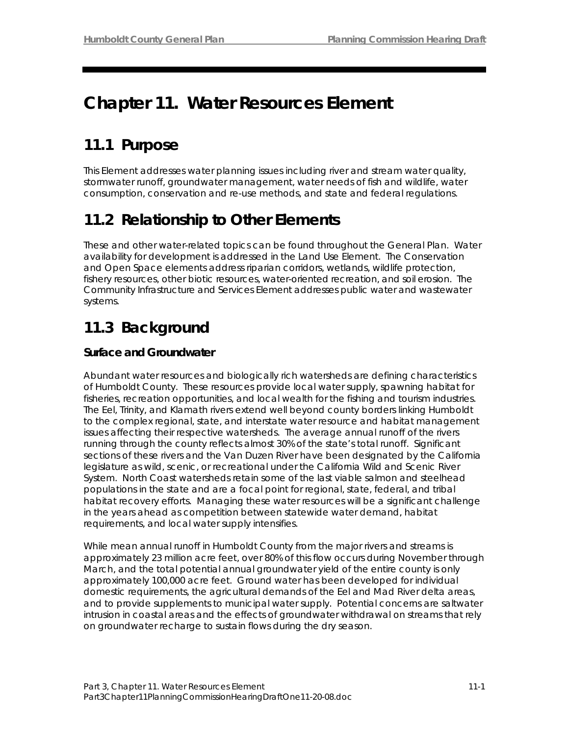# Chapter 11. Water Resources Element

## 11.1 Purpose

This Element addresses water planning issues including river and stream water quality, stormwater runoff, groundwater management, water needs of fish and wildlife, water consumption, conservation and re-use methods, and state and federal regulations.

## 11.2 Relationship to Other Elements

These and other water-related topics can be found throughout the General Plan. Water availability for development is addressed in the Land Use Element. The Conservation and Open Space elements address riparian corridors, wetlands, wildlife protection, fishery resources, other biotic resources, water-oriented recreation, and soil erosion. The Community Infrastructure and Services Element addresses public water and wastewater systems.

## 11.3 Background

### Surface and Groundwater

Abundant water resources and biologically rich watersheds are defining characteristics of Humboldt County. These resources provide local water supply, spawning habitat for fisheries, recreation opportunities, and local wealth for the fishing and tourism industries. The Eel, Trinity, and Klamath rivers extend well beyond county borders linking Humboldt to the complex regional, state, and interstate water resource and habitat management issues affecting their respective watersheds. The average annual runoff of the rivers running through the county reflects almost 30% of the state's total runoff. Significant sections of these rivers and the Van Duzen River have been designated by the California legislature as wild, scenic, or recreational under the California Wild and Scenic River System. North Coast watersheds retain some of the last viable salmon and steelhead populations in the state and are a focal point for regional, state, federal, and tribal habitat recovery efforts. Managing these water resources will be a significant challenge in the years ahead as competition between statewide water demand, habitat requirements, and local water supply intensifies.

While mean annual runoff in Humboldt County from the major rivers and streams is approximately 23 million acre feet, over 80% of this flow occurs during November through March, and the total potential annual groundwater yield of the entire county is only approximately 100,000 acre feet. Ground water has been developed for individual domestic requirements, the agricultural demands of the Eel and Mad River delta areas, and to provide supplements to municipal water supply. Potential concerns are saltwater intrusion in coastal areas and the effects of groundwater withdrawal on streams that rely on groundwater recharge to sustain flows during the dry season.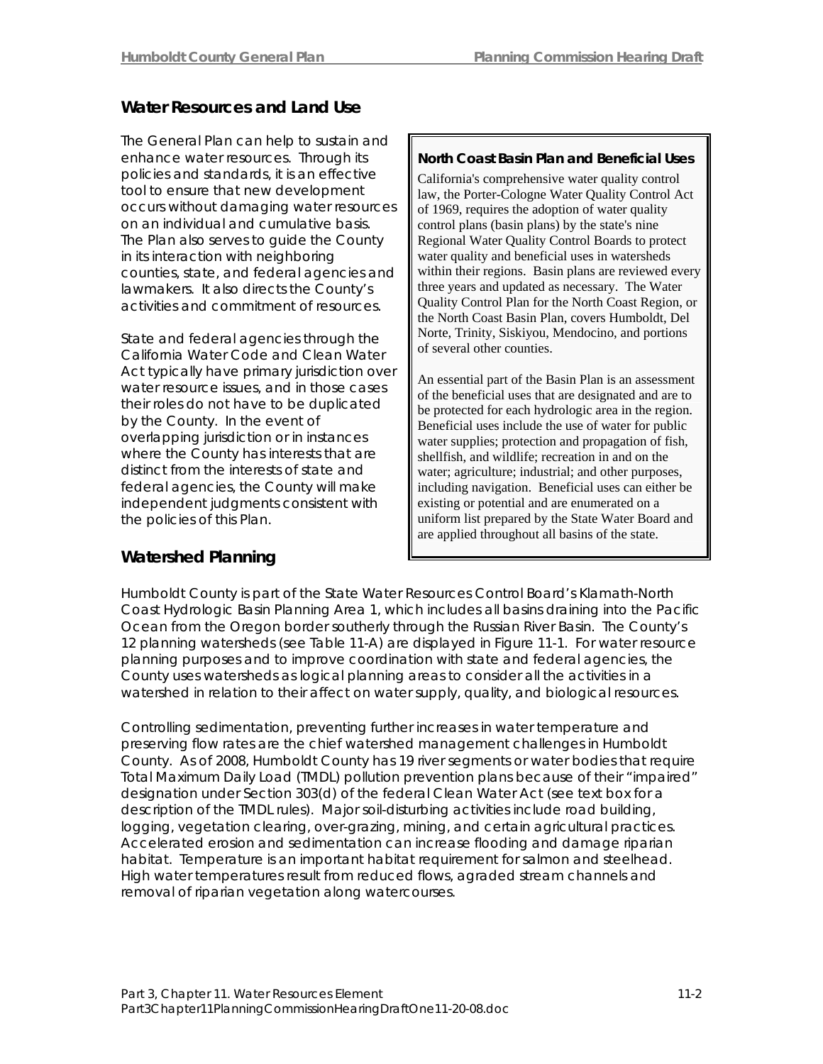## Water Resources and Land Use

The General Plan can help to sustain and enhance water resources. Through its policies and standards, it is an effective tool to ensure that new development occurs without damaging water resources on an individual and cumulative basis. The Plan also serves to guide the County in its interaction with neighboring counties, state, and federal agencies and lawmakers. It also directs the County's activities and commitment of resources.

State and federal agencies through the California Water Code and Clean Water Act typically have primary jurisdiction over water resource issues, and in those cases their roles do not have to be duplicated by the County. In the event of overlapping jurisdiction or in instances where the County has interests that are distinct from the interests of state and federal agencies, the County will make independent judgments consistent with the policies of this Plan.

> **North Coast Basin Plan and Beneficial Uses**
>
> California's comprehensive water quality control law, the Porter-Cologne Water Quality Control Act of 1969, requires the adoption of water quality control plans (basin plans) by the state's nine Regional Water Quality Control Boards to protect water quality and beneficial uses in watersheds within their regions. Basin plans are reviewed every three years and updated as necessary. The Water Quality Control Plan for the North Coast Region, or the North Coast Basin Plan, covers Humboldt, Del Norte, Trinity, Siskiyou, Mendocino, and portions of several other counties.
>
> An essential part of the Basin Plan is an assessment of the beneficial uses that are designated and are to be protected for each hydrologic area in the region. Beneficial uses include the use of water for public water supplies; protection and propagation of fish, shellfish, and wildlife; recreation in and on the water; agriculture; industrial; and other purposes, including navigation. Beneficial uses can either be existing or potential and are enumerated on a uniform list prepared by the State Water Board and are applied throughout all basins of the state.

## Watershed Planning

Humboldt County is part of the State Water Resources Control Board's Klamath-North Coast Hydrologic Basin Planning Area 1, which includes all basins draining into the Pacific Ocean from the Oregon border southerly through the Russian River Basin. The County's 12 planning watersheds (see Table 11-A) are displayed in Figure 11-1. For water resource planning purposes and to improve coordination with state and federal agencies, the County uses watersheds as logical planning areas to consider all the activities in a watershed in relation to their affect on water supply, quality, and biological resources.

Controlling sedimentation, preventing further increases in water temperature and preserving flow rates are the chief watershed management challenges in Humboldt County. As of 2008, Humboldt County has 19 river segments or water bodies that require Total Maximum Daily Load (TMDL) pollution prevention plans because of their "impaired" designation under Section 303(d) of the federal Clean Water Act (see text box for a description of the TMDL rules). Major soil-disturbing activities include road building, logging, vegetation clearing, over-grazing, mining, and certain agricultural practices. Accelerated erosion and sedimentation can increase flooding and damage riparian habitat. Temperature is an important habitat requirement for salmon and steelhead. High water temperatures result from reduced flows, agraded stream channels and removal of riparian vegetation along watercourses.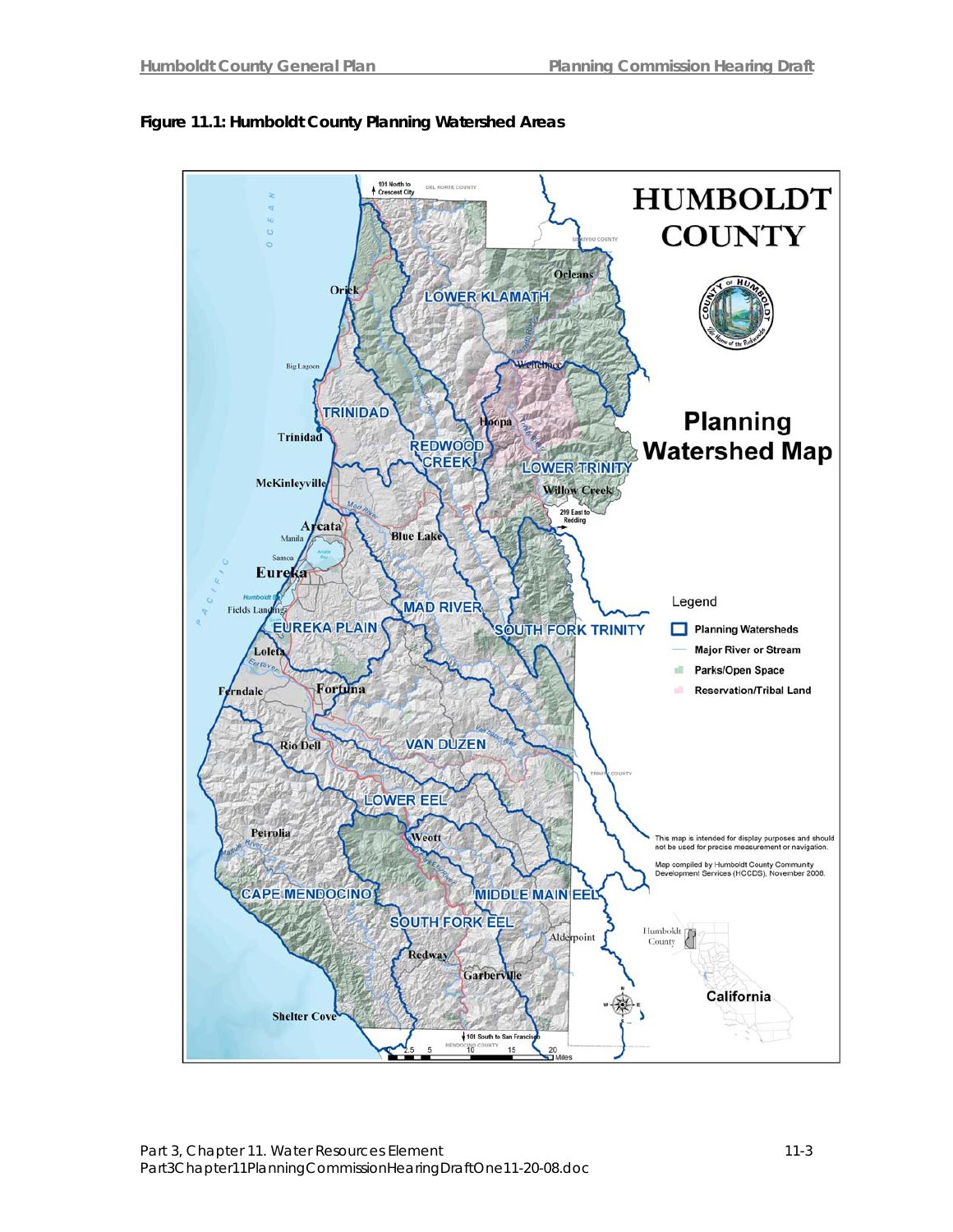**Figure 11.1: Humboldt County Planning Watershed Areas**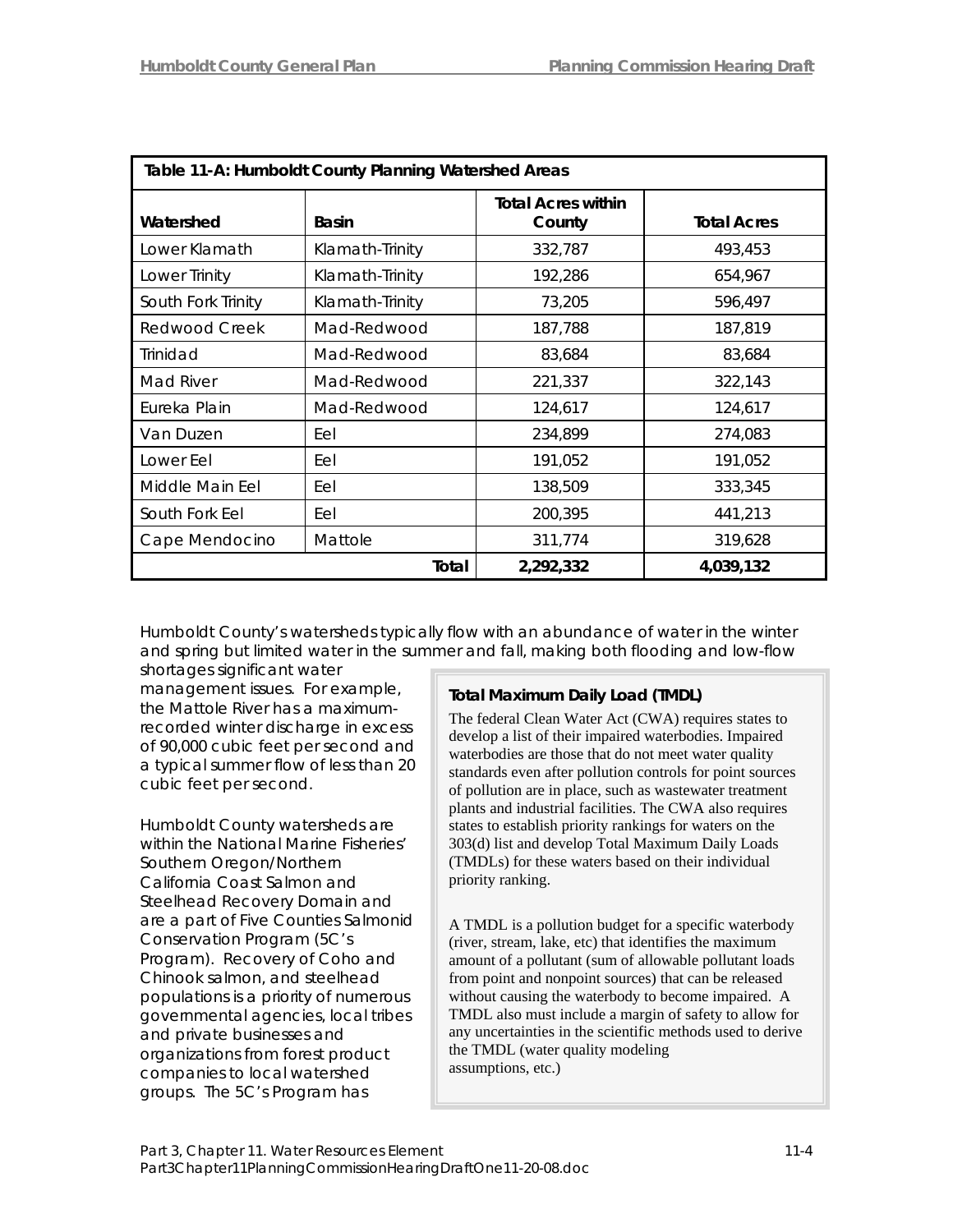| Table 11-A: Humboldt County Planning Watershed Areas | | | |
|---|---|---|---|
| Watershed | Basin | Total Acres within County | Total Acres |
| Lower Klamath | Klamath-Trinity | 332,787 | 493,453 |
| Lower Trinity | Klamath-Trinity | 192,286 | 654,967 |
| South Fork Trinity | Klamath-Trinity | 73,205 | 596,497 |
| Redwood Creek | Mad-Redwood | 187,788 | 187,819 |
| Trinidad | Mad-Redwood | 83,684 | 83,684 |
| Mad River | Mad-Redwood | 221,337 | 322,143 |
| Eureka Plain | Mad-Redwood | 124,617 | 124,617 |
| Van Duzen | Eel | 234,899 | 274,083 |
| Lower Eel | Eel | 191,052 | 191,052 |
| Middle Main Eel | Eel | 138,509 | 333,345 |
| South Fork Eel | Eel | 200,395 | 441,213 |
| Cape Mendocino | Mattole | 311,774 | 319,628 |
| | Total | 2,292,332 | 4,039,132 |

Humboldt County's watersheds typically flow with an abundance of water in the winter and spring but limited water in the summer and fall, making both flooding and low-flow shortages significant water management issues. For example, the Mattole River has a maximum-recorded winter discharge in excess of 90,000 cubic feet per second and a typical summer flow of less than 20 cubic feet per second.

Humboldt County watersheds are within the National Marine Fisheries' Southern Oregon/Northern California Coast Salmon and Steelhead Recovery Domain and are a part of Five Counties Salmonid Conservation Program (5C's Program). Recovery of Coho and Chinook salmon, and steelhead populations is a priority of numerous governmental agencies, local tribes and private businesses and organizations from forest product companies to local watershed groups. The 5C's Program has

**Total Maximum Daily Load (TMDL)**

The federal Clean Water Act (CWA) requires states to develop a list of their impaired waterbodies. Impaired waterbodies are those that do not meet water quality standards even after pollution controls for point sources of pollution are in place, such as wastewater treatment plants and industrial facilities. The CWA also requires states to establish priority rankings for waters on the 303(d) list and develop Total Maximum Daily Loads (TMDLs) for these waters based on their individual priority ranking.

A TMDL is a pollution budget for a specific waterbody (river, stream, lake, etc) that identifies the maximum amount of a pollutant (sum of allowable pollutant loads from point and nonpoint sources) that can be released without causing the waterbody to become impaired. A TMDL also must include a margin of safety to allow for any uncertainties in the scientific methods used to derive the TMDL (water quality modeling assumptions, etc.)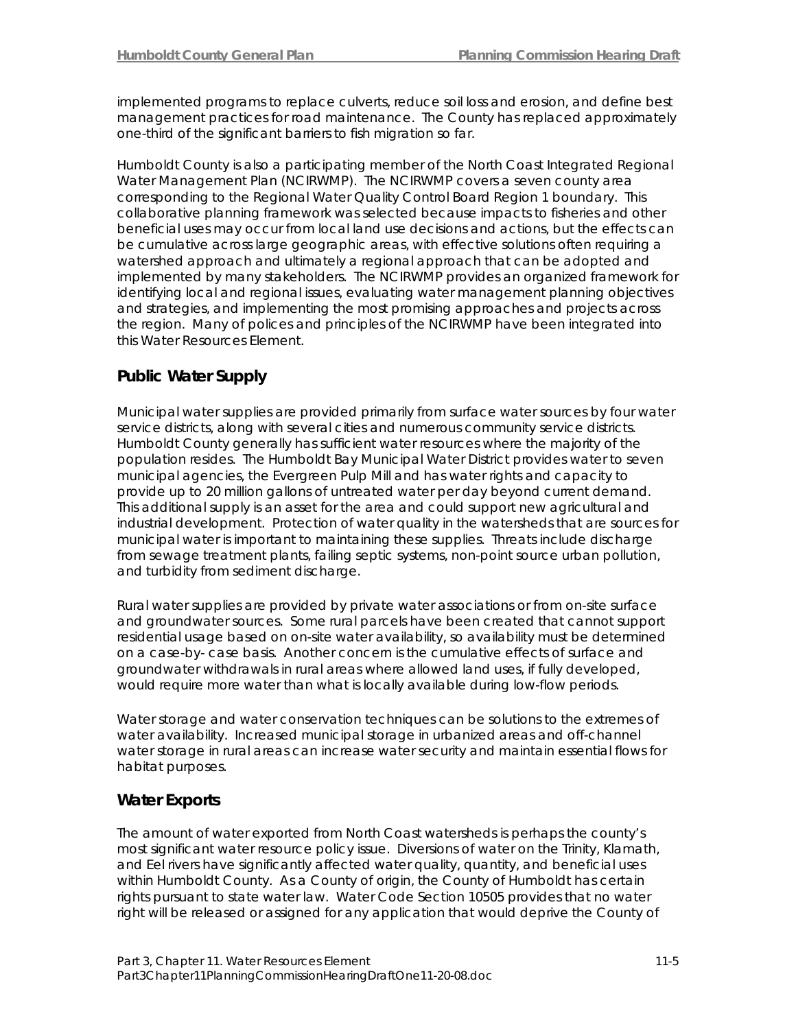implemented programs to replace culverts, reduce soil loss and erosion, and define best management practices for road maintenance. The County has replaced approximately one-third of the significant barriers to fish migration so far.

Humboldt County is also a participating member of the North Coast Integrated Regional Water Management Plan (NCIRWMP). The NCIRWMP covers a seven county area corresponding to the Regional Water Quality Control Board Region 1 boundary. This collaborative planning framework was selected because impacts to fisheries and other beneficial uses may occur from local land use decisions and actions, but the effects can be cumulative across large geographic areas, with effective solutions often requiring a watershed approach and ultimately a regional approach that can be adopted and implemented by many stakeholders. The NCIRWMP provides an organized framework for identifying local and regional issues, evaluating water management planning objectives and strategies, and implementing the most promising approaches and projects across the region. Many of polices and principles of the NCIRWMP have been integrated into this Water Resources Element.

## Public Water Supply

Municipal water supplies are provided primarily from surface water sources by four water service districts, along with several cities and numerous community service districts. Humboldt County generally has sufficient water resources where the majority of the population resides. The Humboldt Bay Municipal Water District provides water to seven municipal agencies, the Evergreen Pulp Mill and has water rights and capacity to provide up to 20 million gallons of untreated water per day beyond current demand. This additional supply is an asset for the area and could support new agricultural and industrial development. Protection of water quality in the watersheds that are sources for municipal water is important to maintaining these supplies. Threats include discharge from sewage treatment plants, failing septic systems, non-point source urban pollution, and turbidity from sediment discharge.

Rural water supplies are provided by private water associations or from on-site surface and groundwater sources. Some rural parcels have been created that cannot support residential usage based on on-site water availability, so availability must be determined on a case-by- case basis. Another concern is the cumulative effects of surface and groundwater withdrawals in rural areas where allowed land uses, if fully developed, would require more water than what is locally available during low-flow periods.

Water storage and water conservation techniques can be solutions to the extremes of water availability. Increased municipal storage in urbanized areas and off-channel water storage in rural areas can increase water security and maintain essential flows for habitat purposes.

## Water Exports

The amount of water exported from North Coast watersheds is perhaps the county's most significant water resource policy issue. Diversions of water on the Trinity, Klamath, and Eel rivers have significantly affected water quality, quantity, and beneficial uses within Humboldt County. As a County of origin, the County of Humboldt has certain rights pursuant to state water law. Water Code Section 10505 provides that no water right will be released or assigned for any application that would deprive the County of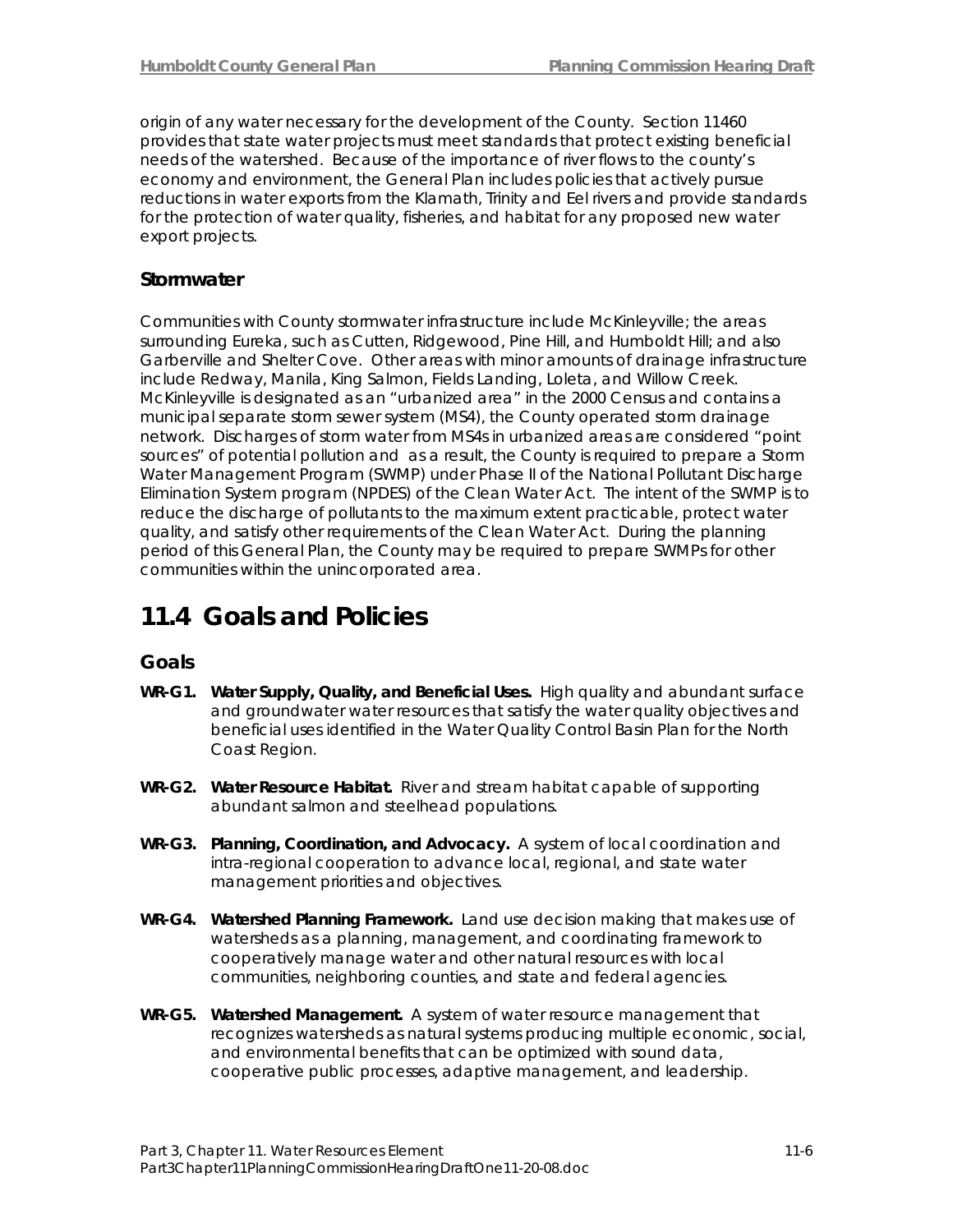origin of any water necessary for the development of the County. Section 11460 provides that state water projects must meet standards that protect existing beneficial needs of the watershed. Because of the importance of river flows to the county's economy and environment, the General Plan includes policies that actively pursue reductions in water exports from the Klamath, Trinity and Eel rivers and provide standards for the protection of water quality, fisheries, and habitat for any proposed new water export projects.

### Stormwater

Communities with County stormwater infrastructure include McKinleyville; the areas surrounding Eureka, such as Cutten, Ridgewood, Pine Hill, and Humboldt Hill; and also Garberville and Shelter Cove. Other areas with minor amounts of drainage infrastructure include Redway, Manila, King Salmon, Fields Landing, Loleta, and Willow Creek. McKinleyville is designated as an "urbanized area" in the 2000 Census and contains a municipal separate storm sewer system (MS4), the County operated storm drainage network. Discharges of storm water from MS4s in urbanized areas are considered "point sources" of potential pollution and as a result, the County is required to prepare a Storm Water Management Program (SWMP) under Phase II of the National Pollutant Discharge Elimination System program (NPDES) of the Clean Water Act. The intent of the SWMP is to reduce the discharge of pollutants to the maximum extent practicable, protect water quality, and satisfy other requirements of the Clean Water Act. During the planning period of this General Plan, the County may be required to prepare SWMPs for other communities within the unincorporated area.

## 11.4 Goals and Policies

### Goals

**WR-G1. Water Supply, Quality, and Beneficial Uses.** High quality and abundant surface and groundwater water resources that satisfy the water quality objectives and beneficial uses identified in the Water Quality Control Basin Plan for the North Coast Region.

**WR-G2. Water Resource Habitat.** River and stream habitat capable of supporting abundant salmon and steelhead populations.

**WR-G3. Planning, Coordination, and Advocacy.** A system of local coordination and intra-regional cooperation to advance local, regional, and state water management priorities and objectives.

**WR-G4. Watershed Planning Framework.** Land use decision making that makes use of watersheds as a planning, management, and coordinating framework to cooperatively manage water and other natural resources with local communities, neighboring counties, and state and federal agencies.

**WR-G5. Watershed Management.** A system of water resource management that recognizes watersheds as natural systems producing multiple economic, social, and environmental benefits that can be optimized with sound data, cooperative public processes, adaptive management, and leadership.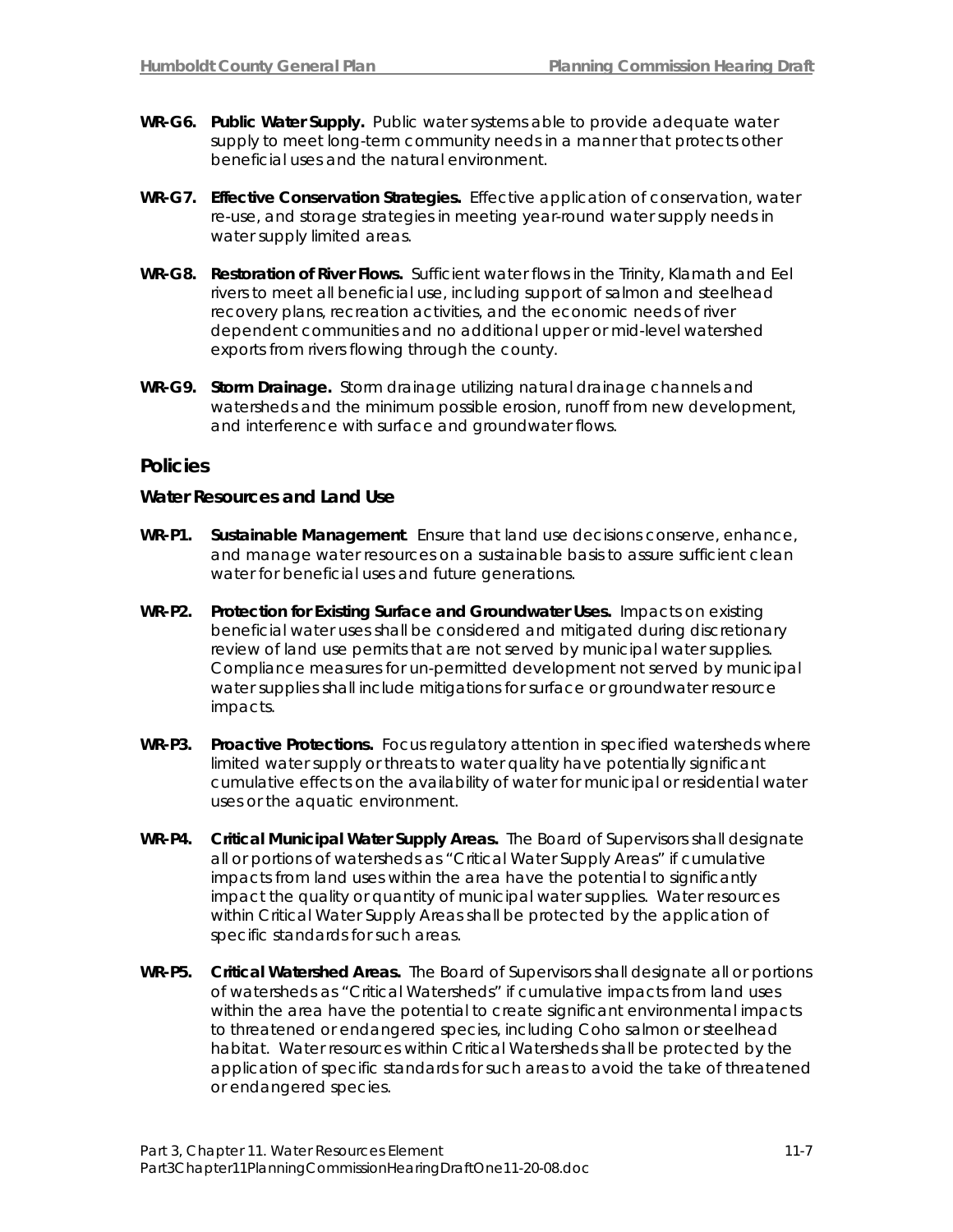**WR-G6. Public Water Supply.** Public water systems able to provide adequate water supply to meet long-term community needs in a manner that protects other beneficial uses and the natural environment.

**WR-G7. Effective Conservation Strategies.** Effective application of conservation, water re-use, and storage strategies in meeting year-round water supply needs in water supply limited areas.

**WR-G8. Restoration of River Flows.** Sufficient water flows in the Trinity, Klamath and Eel rivers to meet all beneficial use, including support of salmon and steelhead recovery plans, recreation activities, and the economic needs of river dependent communities and no additional upper or mid-level watershed exports from rivers flowing through the county.

**WR-G9. Storm Drainage.** Storm drainage utilizing natural drainage channels and watersheds and the minimum possible erosion, runoff from new development, and interference with surface and groundwater flows.

## Policies

### Water Resources and Land Use

**WR-P1. Sustainable Management**. Ensure that land use decisions conserve, enhance, and manage water resources on a sustainable basis to assure sufficient clean water for beneficial uses and future generations.

**WR-P2. Protection for Existing Surface and Groundwater Uses.** Impacts on existing beneficial water uses shall be considered and mitigated during discretionary review of land use permits that are not served by municipal water supplies. Compliance measures for un-permitted development not served by municipal water supplies shall include mitigations for surface or groundwater resource impacts.

**WR-P3. Proactive Protections.** Focus regulatory attention in specified watersheds where limited water supply or threats to water quality have potentially significant cumulative effects on the availability of water for municipal or residential water uses or the aquatic environment.

**WR-P4. Critical Municipal Water Supply Areas.** The Board of Supervisors shall designate all or portions of watersheds as "Critical Water Supply Areas" if cumulative impacts from land uses within the area have the potential to significantly impact the quality or quantity of municipal water supplies. Water resources within Critical Water Supply Areas shall be protected by the application of specific standards for such areas.

**WR-P5. Critical Watershed Areas.** The Board of Supervisors shall designate all or portions of watersheds as "Critical Watersheds" if cumulative impacts from land uses within the area have the potential to create significant environmental impacts to threatened or endangered species, including Coho salmon or steelhead habitat. Water resources within Critical Watersheds shall be protected by the application of specific standards for such areas to avoid the take of threatened or endangered species.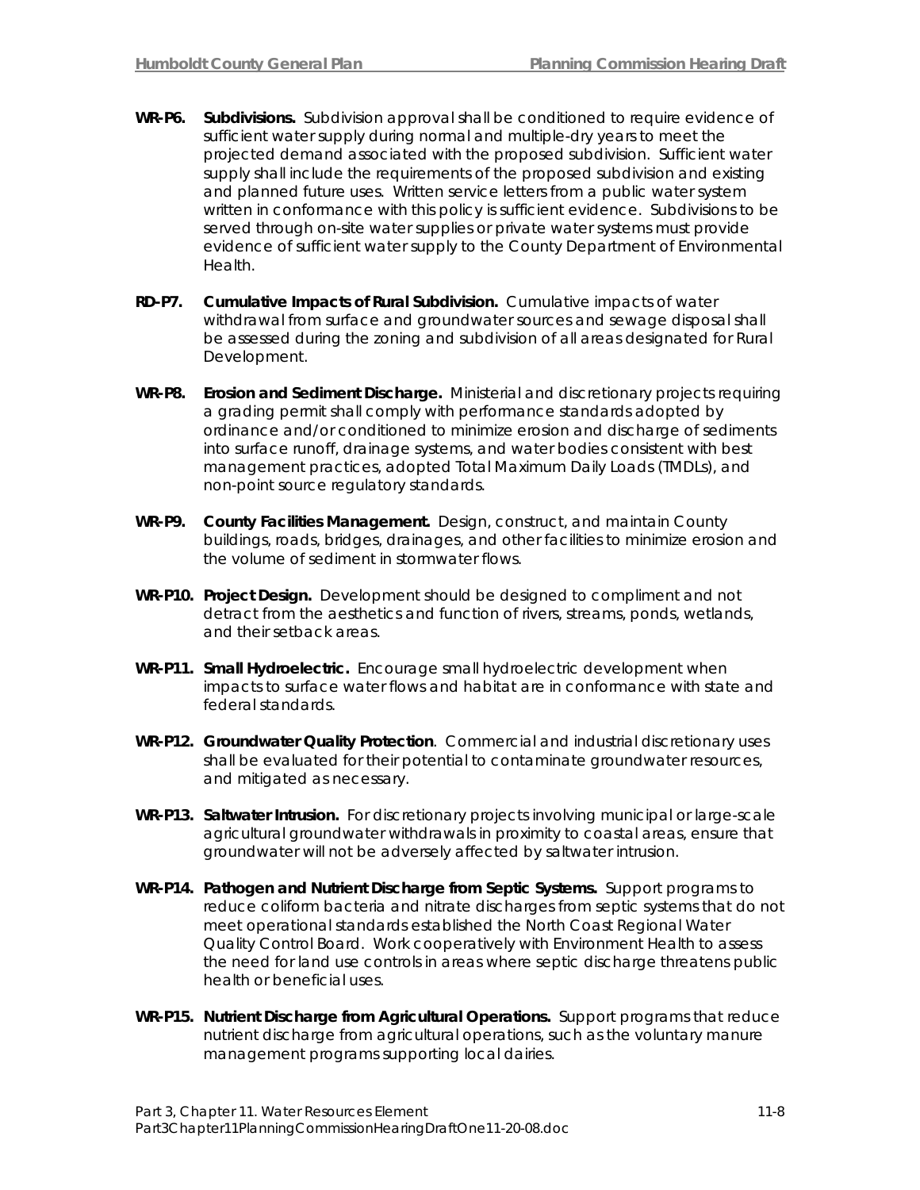**WR-P6. Subdivisions.** Subdivision approval shall be conditioned to require evidence of sufficient water supply during normal and multiple-dry years to meet the projected demand associated with the proposed subdivision. Sufficient water supply shall include the requirements of the proposed subdivision and existing and planned future uses. Written service letters from a public water system written in conformance with this policy is sufficient evidence. Subdivisions to be served through on-site water supplies or private water systems must provide evidence of sufficient water supply to the County Department of Environmental Health.

**RD-P7. Cumulative Impacts of Rural Subdivision.** Cumulative impacts of water withdrawal from surface and groundwater sources and sewage disposal shall be assessed during the zoning and subdivision of all areas designated for Rural Development.

**WR-P8. Erosion and Sediment Discharge.** Ministerial and discretionary projects requiring a grading permit shall comply with performance standards adopted by ordinance and/or conditioned to minimize erosion and discharge of sediments into surface runoff, drainage systems, and water bodies consistent with best management practices, adopted Total Maximum Daily Loads (TMDLs), and non-point source regulatory standards.

**WR-P9. County Facilities Management.** Design, construct, and maintain County buildings, roads, bridges, drainages, and other facilities to minimize erosion and the volume of sediment in stormwater flows.

**WR-P10. Project Design.** Development should be designed to compliment and not detract from the aesthetics and function of rivers, streams, ponds, wetlands, and their setback areas.

**WR-P11. Small Hydroelectric.** Encourage small hydroelectric development when impacts to surface water flows and habitat are in conformance with state and federal standards.

**WR-P12. Groundwater Quality Protection**. Commercial and industrial discretionary uses shall be evaluated for their potential to contaminate groundwater resources, and mitigated as necessary.

**WR-P13. Saltwater Intrusion.** For discretionary projects involving municipal or large-scale agricultural groundwater withdrawals in proximity to coastal areas, ensure that groundwater will not be adversely affected by saltwater intrusion.

**WR-P14. Pathogen and Nutrient Discharge from Septic Systems.** Support programs to reduce coliform bacteria and nitrate discharges from septic systems that do not meet operational standards established the North Coast Regional Water Quality Control Board. Work cooperatively with Environment Health to assess the need for land use controls in areas where septic discharge threatens public health or beneficial uses.

**WR-P15. Nutrient Discharge from Agricultural Operations.** Support programs that reduce nutrient discharge from agricultural operations, such as the voluntary manure management programs supporting local dairies.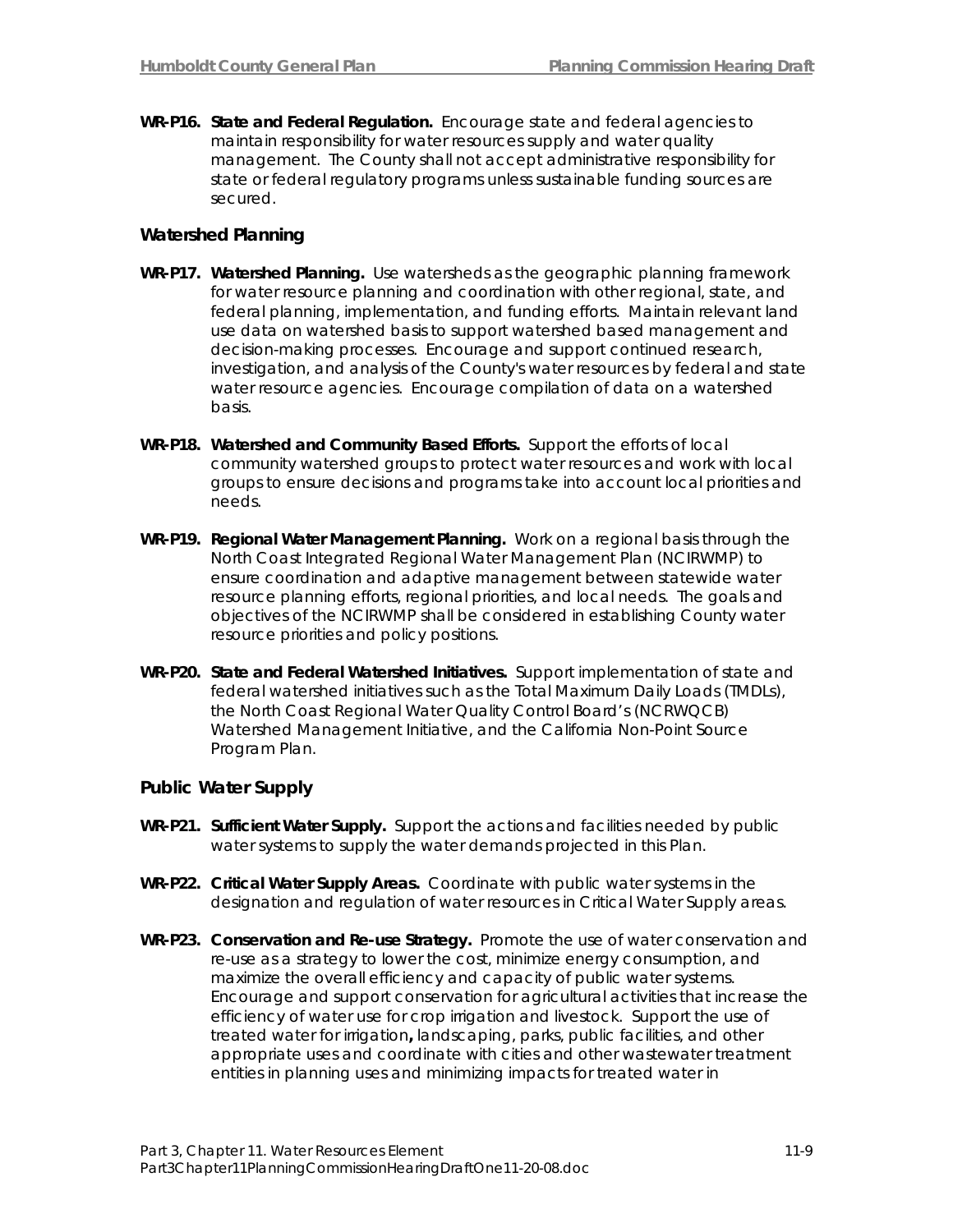**WR-P16. State and Federal Regulation.** Encourage state and federal agencies to maintain responsibility for water resources supply and water quality management. The County shall not accept administrative responsibility for state or federal regulatory programs unless sustainable funding sources are secured.

### Watershed Planning

**WR-P17. Watershed Planning.** Use watersheds as the geographic planning framework for water resource planning and coordination with other regional, state, and federal planning, implementation, and funding efforts. Maintain relevant land use data on watershed basis to support watershed based management and decision-making processes. Encourage and support continued research, investigation, and analysis of the County's water resources by federal and state water resource agencies. Encourage compilation of data on a watershed basis.

**WR-P18. Watershed and Community Based Efforts.** Support the efforts of local community watershed groups to protect water resources and work with local groups to ensure decisions and programs take into account local priorities and needs.

**WR-P19. Regional Water Management Planning.** Work on a regional basis through the North Coast Integrated Regional Water Management Plan (NCIRWMP) to ensure coordination and adaptive management between statewide water resource planning efforts, regional priorities, and local needs. The goals and objectives of the NCIRWMP shall be considered in establishing County water resource priorities and policy positions.

**WR-P20. State and Federal Watershed Initiatives.** Support implementation of state and federal watershed initiatives such as the Total Maximum Daily Loads (TMDLs), the North Coast Regional Water Quality Control Board's (NCRWQCB) Watershed Management Initiative, and the California Non-Point Source Program Plan.

### Public Water Supply

**WR-P21. Sufficient Water Supply.** Support the actions and facilities needed by public water systems to supply the water demands projected in this Plan.

**WR-P22. Critical Water Supply Areas.** Coordinate with public water systems in the designation and regulation of water resources in Critical Water Supply areas.

**WR-P23. Conservation and Re-use Strategy.** Promote the use of water conservation and re-use as a strategy to lower the cost, minimize energy consumption, and maximize the overall efficiency and capacity of public water systems. Encourage and support conservation for agricultural activities that increase the efficiency of water use for crop irrigation and livestock. Support the use of treated water for irrigation**,** landscaping, parks, public facilities, and other appropriate uses and coordinate with cities and other wastewater treatment entities in planning uses and minimizing impacts for treated water in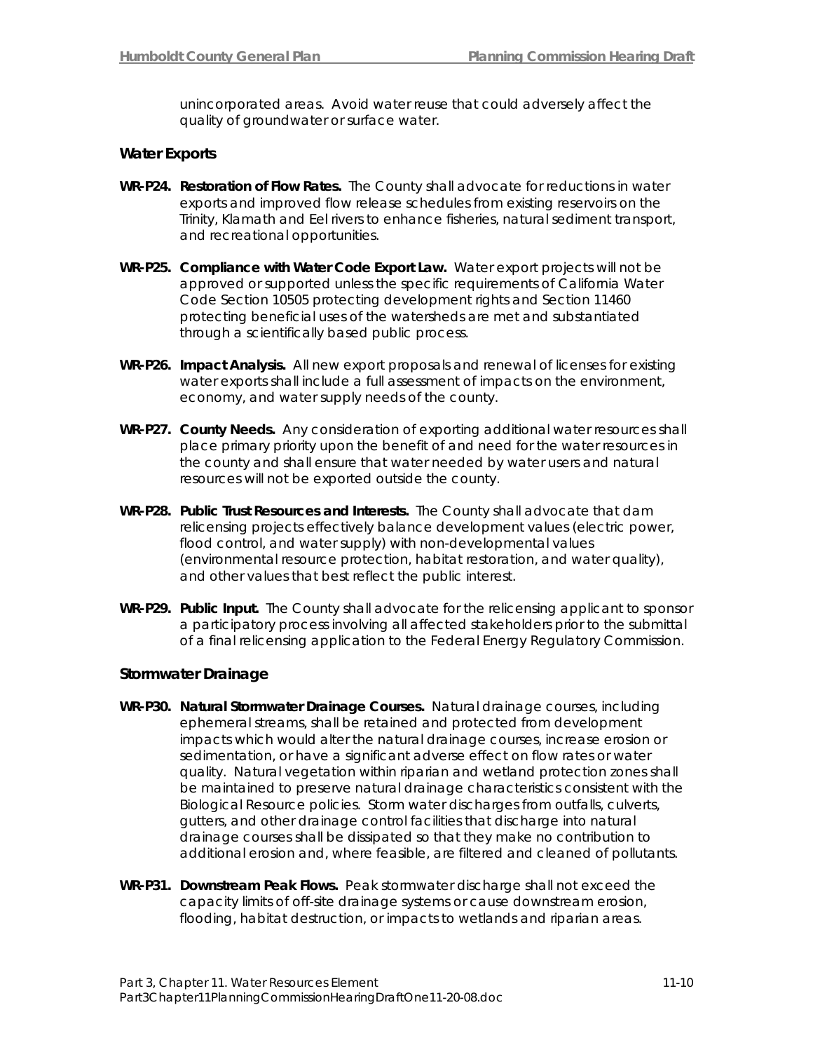unincorporated areas. Avoid water reuse that could adversely affect the quality of groundwater or surface water.

### Water Exports

**WR-P24. Restoration of Flow Rates.** The County shall advocate for reductions in water exports and improved flow release schedules from existing reservoirs on the Trinity, Klamath and Eel rivers to enhance fisheries, natural sediment transport, and recreational opportunities.

**WR-P25. Compliance with Water Code Export Law.** Water export projects will not be approved or supported unless the specific requirements of California Water Code Section 10505 protecting development rights and Section 11460 protecting beneficial uses of the watersheds are met and substantiated through a scientifically based public process.

**WR-P26. Impact Analysis.** All new export proposals and renewal of licenses for existing water exports shall include a full assessment of impacts on the environment, economy, and water supply needs of the county.

**WR-P27. County Needs.** Any consideration of exporting additional water resources shall place primary priority upon the benefit of and need for the water resources in the county and shall ensure that water needed by water users and natural resources will not be exported outside the county.

**WR-P28. Public Trust Resources and Interests.** The County shall advocate that dam relicensing projects effectively balance development values (electric power, flood control, and water supply) with non-developmental values (environmental resource protection, habitat restoration, and water quality), and other values that best reflect the public interest.

**WR-P29. Public Input.** The County shall advocate for the relicensing applicant to sponsor a participatory process involving all affected stakeholders prior to the submittal of a final relicensing application to the Federal Energy Regulatory Commission.

### Stormwater Drainage

**WR-P30. Natural Stormwater Drainage Courses.** Natural drainage courses, including ephemeral streams, shall be retained and protected from development impacts which would alter the natural drainage courses, increase erosion or sedimentation, or have a significant adverse effect on flow rates or water quality. Natural vegetation within riparian and wetland protection zones shall be maintained to preserve natural drainage characteristics consistent with the Biological Resource policies. Storm water discharges from outfalls, culverts, gutters, and other drainage control facilities that discharge into natural drainage courses shall be dissipated so that they make no contribution to additional erosion and, where feasible, are filtered and cleaned of pollutants.

**WR-P31. Downstream Peak Flows.** Peak stormwater discharge shall not exceed the capacity limits of off-site drainage systems or cause downstream erosion, flooding, habitat destruction, or impacts to wetlands and riparian areas.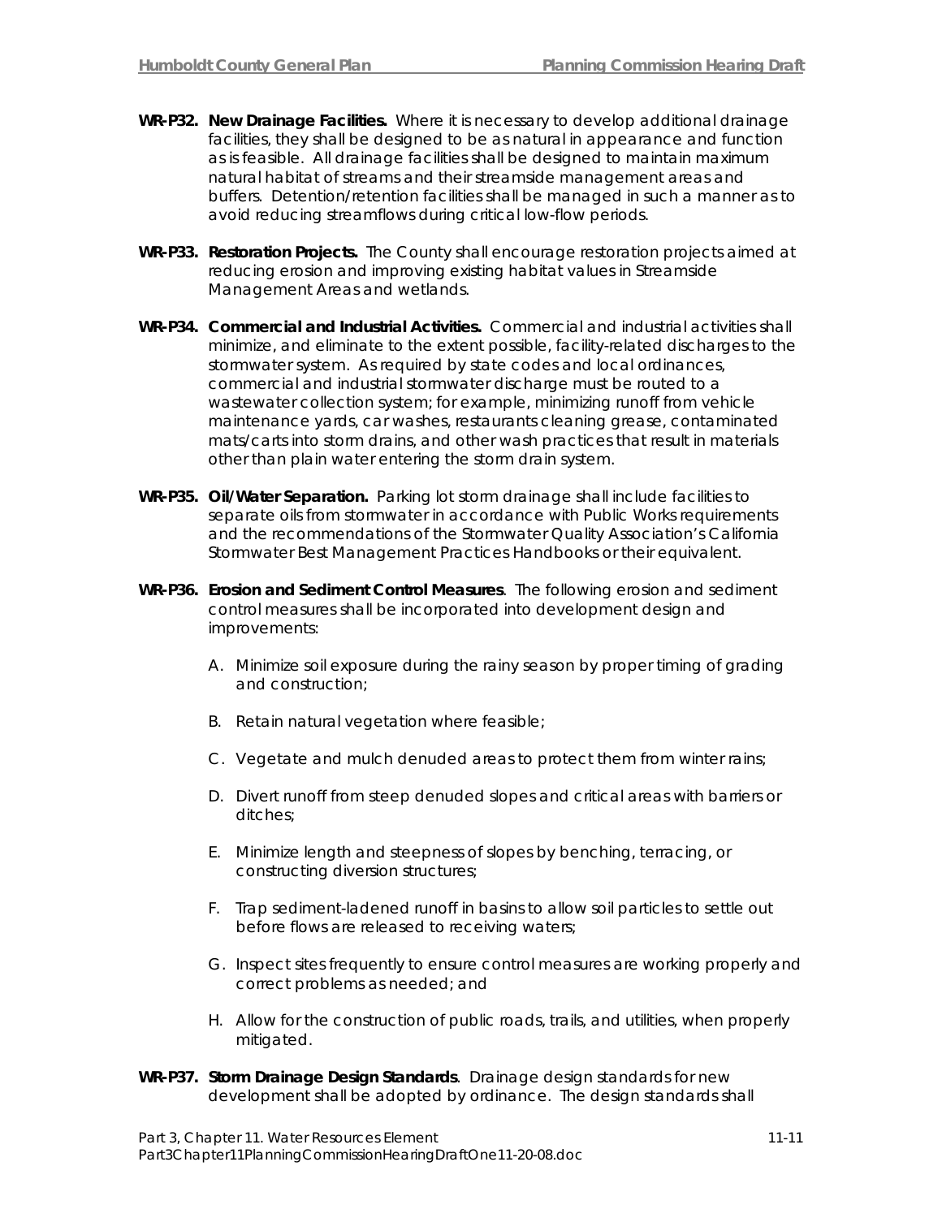**WR-P32. New Drainage Facilities.** Where it is necessary to develop additional drainage facilities, they shall be designed to be as natural in appearance and function as is feasible. All drainage facilities shall be designed to maintain maximum natural habitat of streams and their streamside management areas and buffers. Detention/retention facilities shall be managed in such a manner as to avoid reducing streamflows during critical low-flow periods.

**WR-P33. Restoration Projects.** The County shall encourage restoration projects aimed at reducing erosion and improving existing habitat values in Streamside Management Areas and wetlands.

**WR-P34. Commercial and Industrial Activities.** Commercial and industrial activities shall minimize, and eliminate to the extent possible, facility-related discharges to the stormwater system. As required by state codes and local ordinances, commercial and industrial stormwater discharge must be routed to a wastewater collection system; for example, minimizing runoff from vehicle maintenance yards, car washes, restaurants cleaning grease, contaminated mats/carts into storm drains, and other wash practices that result in materials other than plain water entering the storm drain system.

**WR-P35. Oil/Water Separation.** Parking lot storm drainage shall include facilities to separate oils from stormwater in accordance with Public Works requirements and the recommendations of the Stormwater Quality Association's California Stormwater Best Management Practices Handbooks or their equivalent.

**WR-P36. Erosion and Sediment Control Measures**. The following erosion and sediment control measures shall be incorporated into development design and improvements:

A. Minimize soil exposure during the rainy season by proper timing of grading and construction;

B. Retain natural vegetation where feasible;

C. Vegetate and mulch denuded areas to protect them from winter rains;

D. Divert runoff from steep denuded slopes and critical areas with barriers or ditches;

E. Minimize length and steepness of slopes by benching, terracing, or constructing diversion structures;

F. Trap sediment-ladened runoff in basins to allow soil particles to settle out before flows are released to receiving waters;

G. Inspect sites frequently to ensure control measures are working properly and correct problems as needed; and

H. Allow for the construction of public roads, trails, and utilities, when properly mitigated.

**WR-P37. Storm Drainage Design Standards**. Drainage design standards for new development shall be adopted by ordinance. The design standards shall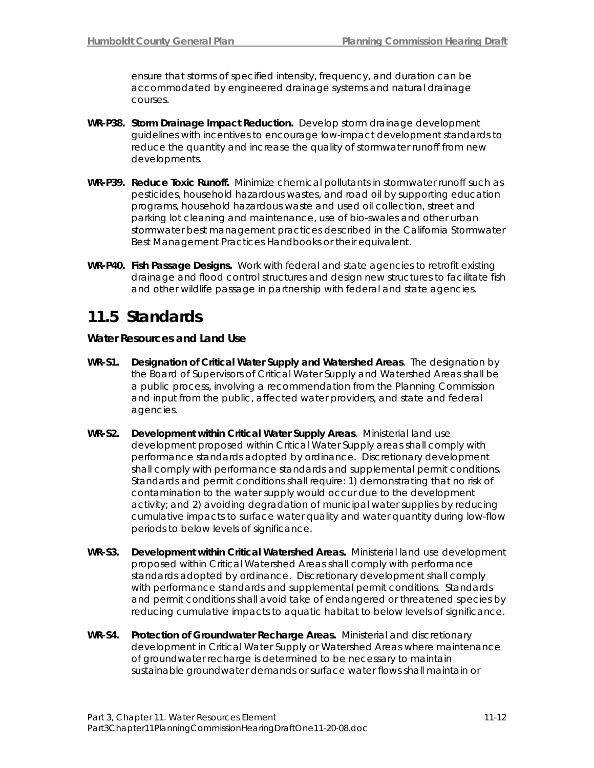ensure that storms of specified intensity, frequency, and duration can be accommodated by engineered drainage systems and natural drainage courses.

**WR-P38. Storm Drainage Impact Reduction.** Develop storm drainage development guidelines with incentives to encourage low-impact development standards to reduce the quantity and increase the quality of stormwater runoff from new developments.

**WR-P39. Reduce Toxic Runoff.** Minimize chemical pollutants in stormwater runoff such as pesticides, household hazardous wastes, and road oil by supporting education programs, household hazardous waste and used oil collection, street and parking lot cleaning and maintenance, use of bio-swales and other urban stormwater best management practices described in the California Stormwater Best Management Practices Handbooks or their equivalent.

**WR-P40. Fish Passage Designs.** Work with federal and state agencies to retrofit existing drainage and flood control structures and design new structures to facilitate fish and other wildlife passage in partnership with federal and state agencies.

# 11.5 Standards

### Water Resources and Land Use

**WR-S1. Designation of Critical Water Supply and Watershed Areas**. The designation by the Board of Supervisors of Critical Water Supply and Watershed Areas shall be a public process, involving a recommendation from the Planning Commission and input from the public, affected water providers, and state and federal agencies.

**WR-S2. Development within Critical Water Supply Areas**. Ministerial land use development proposed within Critical Water Supply areas shall comply with performance standards adopted by ordinance. Discretionary development shall comply with performance standards and supplemental permit conditions. Standards and permit conditions shall require: 1) demonstrating that no risk of contamination to the water supply would occur due to the development activity; and 2) avoiding degradation of municipal water supplies by reducing cumulative impacts to surface water quality and water quantity during low-flow periods to below levels of significance.

**WR-S3. Development within Critical Watershed Areas.** Ministerial land use development proposed within Critical Watershed Areas shall comply with performance standards adopted by ordinance. Discretionary development shall comply with performance standards and supplemental permit conditions. Standards and permit conditions shall avoid take of endangered or threatened species by reducing cumulative impacts to aquatic habitat to below levels of significance.

**WR-S4. Protection of Groundwater Recharge Areas.** Ministerial and discretionary development in Critical Water Supply or Watershed Areas where maintenance of groundwater recharge is determined to be necessary to maintain sustainable groundwater demands or surface water flows shall maintain or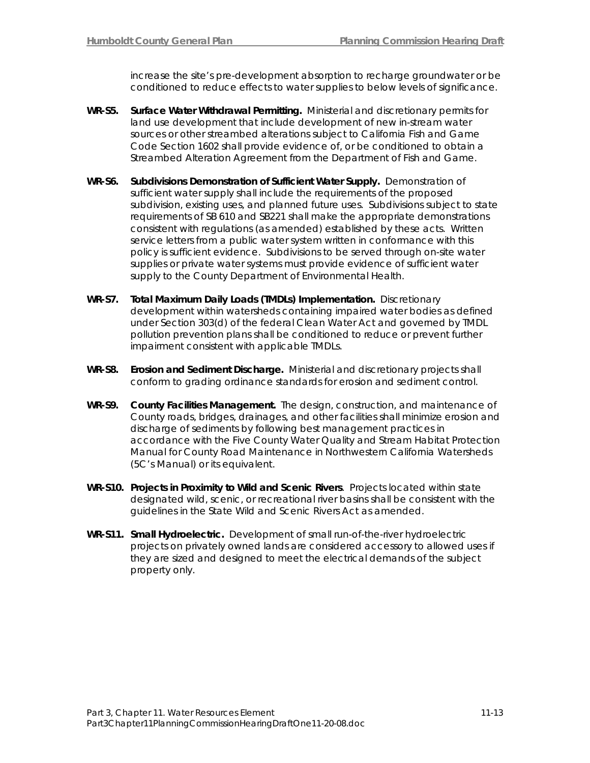increase the site's pre-development absorption to recharge groundwater or be conditioned to reduce effects to water supplies to below levels of significance.

**WR-S5. Surface Water Withdrawal Permitting.** Ministerial and discretionary permits for land use development that include development of new in-stream water sources or other streambed alterations subject to California Fish and Game Code Section 1602 shall provide evidence of, or be conditioned to obtain a Streambed Alteration Agreement from the Department of Fish and Game.

**WR-S6. Subdivisions Demonstration of Sufficient Water Supply.** Demonstration of sufficient water supply shall include the requirements of the proposed subdivision, existing uses, and planned future uses. Subdivisions subject to state requirements of SB 610 and SB221 shall make the appropriate demonstrations consistent with regulations (as amended) established by these acts. Written service letters from a public water system written in conformance with this policy is sufficient evidence. Subdivisions to be served through on-site water supplies or private water systems must provide evidence of sufficient water supply to the County Department of Environmental Health.

**WR-S7. Total Maximum Daily Loads (TMDLs) Implementation.** Discretionary development within watersheds containing impaired water bodies as defined under Section 303(d) of the federal Clean Water Act and governed by TMDL pollution prevention plans shall be conditioned to reduce or prevent further impairment consistent with applicable TMDLs.

**WR-S8. Erosion and Sediment Discharge.** Ministerial and discretionary projects shall conform to grading ordinance standards for erosion and sediment control.

**WR-S9. County Facilities Management.** The design, construction, and maintenance of County roads, bridges, drainages, and other facilities shall minimize erosion and discharge of sediments by following best management practices in accordance with the Five County Water Quality and Stream Habitat Protection Manual for County Road Maintenance in Northwestern California Watersheds (5C's Manual) or its equivalent.

**WR-S10. Projects in Proximity to Wild and Scenic Rivers**. Projects located within state designated wild, scenic, or recreational river basins shall be consistent with the guidelines in the State Wild and Scenic Rivers Act as amended.

**WR-S11. Small Hydroelectric.** Development of small run-of-the-river hydroelectric projects on privately owned lands are considered accessory to allowed uses if they are sized and designed to meet the electrical demands of the subject property only.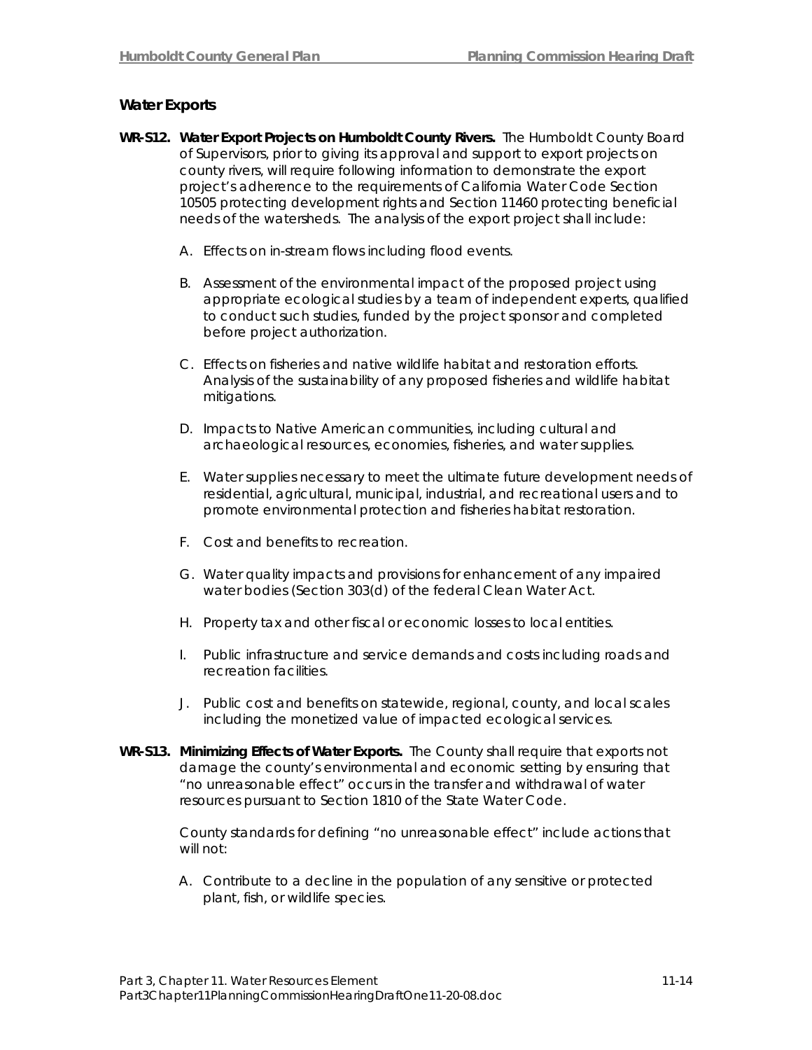### Water Exports

**WR-S12. Water Export Projects on Humboldt County Rivers.** The Humboldt County Board of Supervisors, prior to giving its approval and support to export projects on county rivers, will require following information to demonstrate the export project's adherence to the requirements of California Water Code Section 10505 protecting development rights and Section 11460 protecting beneficial needs of the watersheds. The analysis of the export project shall include:

A. Effects on in-stream flows including flood events.

B. Assessment of the environmental impact of the proposed project using appropriate ecological studies by a team of independent experts, qualified to conduct such studies, funded by the project sponsor and completed before project authorization.

C. Effects on fisheries and native wildlife habitat and restoration efforts. Analysis of the sustainability of any proposed fisheries and wildlife habitat mitigations.

D. Impacts to Native American communities, including cultural and archaeological resources, economies, fisheries, and water supplies.

E. Water supplies necessary to meet the ultimate future development needs of residential, agricultural, municipal, industrial, and recreational users and to promote environmental protection and fisheries habitat restoration.

F. Cost and benefits to recreation.

G. Water quality impacts and provisions for enhancement of any impaired water bodies (Section 303(d) of the federal Clean Water Act.

H. Property tax and other fiscal or economic losses to local entities.

I. Public infrastructure and service demands and costs including roads and recreation facilities.

J. Public cost and benefits on statewide, regional, county, and local scales including the monetized value of impacted ecological services.

**WR-S13. Minimizing Effects of Water Exports.** The County shall require that exports not damage the county's environmental and economic setting by ensuring that "no unreasonable effect" occurs in the transfer and withdrawal of water resources pursuant to Section 1810 of the State Water Code.

County standards for defining "no unreasonable effect" include actions that will not:

A. Contribute to a decline in the population of any sensitive or protected plant, fish, or wildlife species.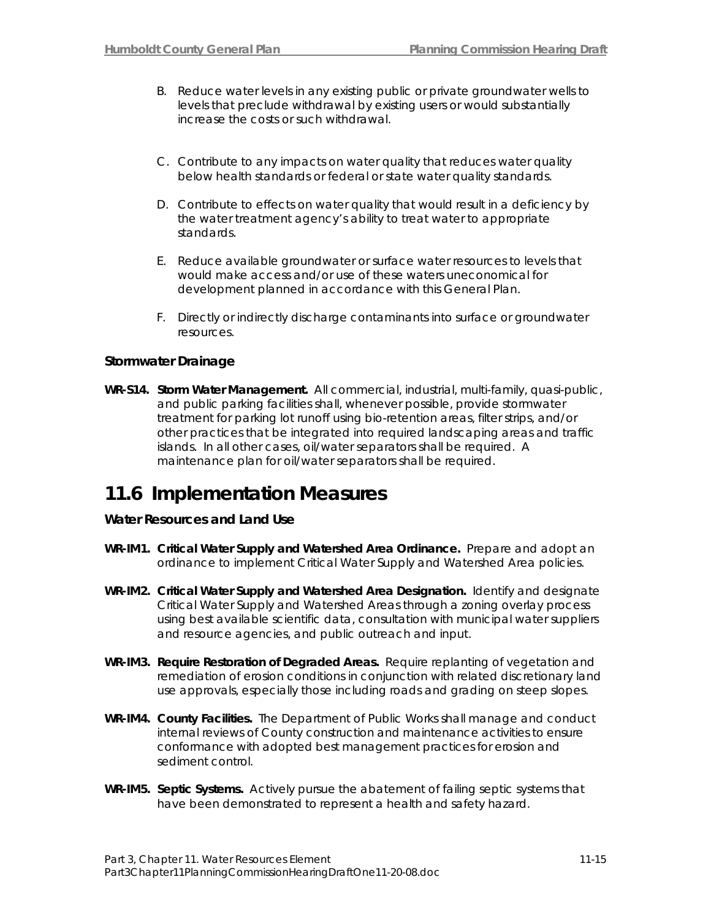B. Reduce water levels in any existing public or private groundwater wells to levels that preclude withdrawal by existing users or would substantially increase the costs or such withdrawal.

C. Contribute to any impacts on water quality that reduces water quality below health standards or federal or state water quality standards.

D. Contribute to effects on water quality that would result in a deficiency by the water treatment agency's ability to treat water to appropriate standards.

E. Reduce available groundwater or surface water resources to levels that would make access and/or use of these waters uneconomical for development planned in accordance with this General Plan.

F. Directly or indirectly discharge contaminants into surface or groundwater resources.

### Stormwater Drainage

**WR-S14. Storm Water Management.** All commercial, industrial, multi-family, quasi-public, and public parking facilities shall, whenever possible, provide stormwater treatment for parking lot runoff using bio-retention areas, filter strips, and/or other practices that be integrated into required landscaping areas and traffic islands. In all other cases, oil/water separators shall be required. A maintenance plan for oil/water separators shall be required.

## 11.6 Implementation Measures

### Water Resources and Land Use

**WR-IM1. Critical Water Supply and Watershed Area Ordinance.** Prepare and adopt an ordinance to implement Critical Water Supply and Watershed Area policies.

**WR-IM2. Critical Water Supply and Watershed Area Designation.** Identify and designate Critical Water Supply and Watershed Areas through a zoning overlay process using best available scientific data, consultation with municipal water suppliers and resource agencies, and public outreach and input.

**WR-IM3. Require Restoration of Degraded Areas.** Require replanting of vegetation and remediation of erosion conditions in conjunction with related discretionary land use approvals, especially those including roads and grading on steep slopes.

**WR-IM4. County Facilities.** The Department of Public Works shall manage and conduct internal reviews of County construction and maintenance activities to ensure conformance with adopted best management practices for erosion and sediment control.

**WR-IM5. Septic Systems.** Actively pursue the abatement of failing septic systems that have been demonstrated to represent a health and safety hazard.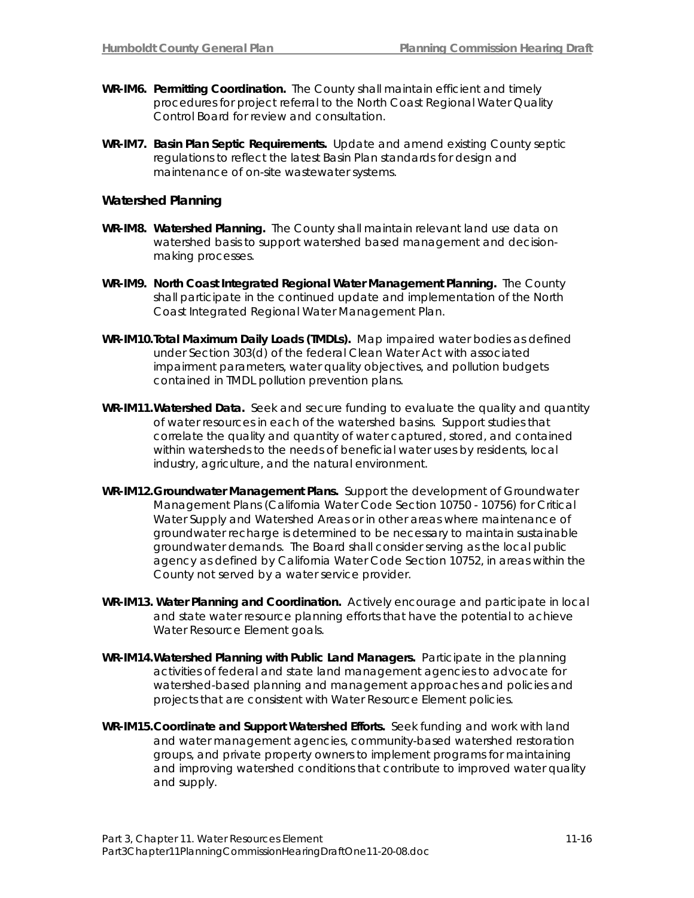**WR-IM6. Permitting Coordination.** The County shall maintain efficient and timely procedures for project referral to the North Coast Regional Water Quality Control Board for review and consultation.

**WR-IM7. Basin Plan Septic Requirements.** Update and amend existing County septic regulations to reflect the latest Basin Plan standards for design and maintenance of on-site wastewater systems.

### Watershed Planning

**WR-IM8. Watershed Planning.** The County shall maintain relevant land use data on watershed basis to support watershed based management and decision-making processes.

**WR-IM9. North Coast Integrated Regional Water Management Planning.** The County shall participate in the continued update and implementation of the North Coast Integrated Regional Water Management Plan.

**WR-IM10. Total Maximum Daily Loads (TMDLs).** Map impaired water bodies as defined under Section 303(d) of the federal Clean Water Act with associated impairment parameters, water quality objectives, and pollution budgets contained in TMDL pollution prevention plans.

**WR-IM11. Watershed Data.** Seek and secure funding to evaluate the quality and quantity of water resources in each of the watershed basins. Support studies that correlate the quality and quantity of water captured, stored, and contained within watersheds to the needs of beneficial water uses by residents, local industry, agriculture, and the natural environment.

**WR-IM12. Groundwater Management Plans.** Support the development of Groundwater Management Plans (California Water Code Section 10750 - 10756) for Critical Water Supply and Watershed Areas or in other areas where maintenance of groundwater recharge is determined to be necessary to maintain sustainable groundwater demands. The Board shall consider serving as the local public agency as defined by California Water Code Section 10752, in areas within the County not served by a water service provider.

**WR-IM13. Water Planning and Coordination.** Actively encourage and participate in local and state water resource planning efforts that have the potential to achieve Water Resource Element goals.

**WR-IM14. Watershed Planning with Public Land Managers.** Participate in the planning activities of federal and state land management agencies to advocate for watershed-based planning and management approaches and policies and projects that are consistent with Water Resource Element policies.

**WR-IM15. Coordinate and Support Watershed Efforts.** Seek funding and work with land and water management agencies, community-based watershed restoration groups, and private property owners to implement programs for maintaining and improving watershed conditions that contribute to improved water quality and supply.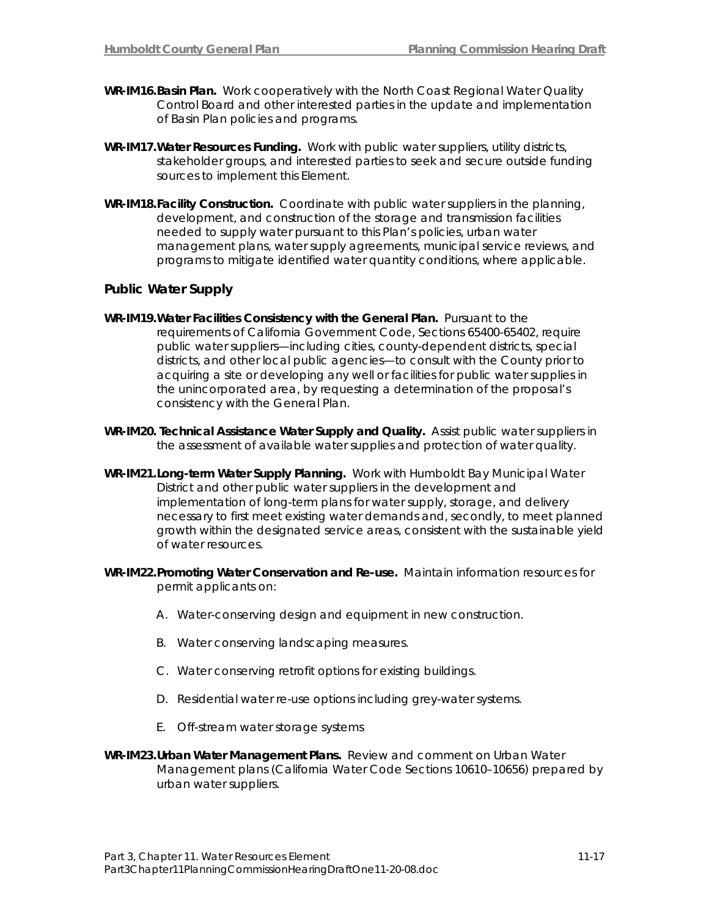**WR-IM16.Basin Plan.** Work cooperatively with the North Coast Regional Water Quality Control Board and other interested parties in the update and implementation of Basin Plan policies and programs.

**WR-IM17.Water Resources Funding.** Work with public water suppliers, utility districts, stakeholder groups, and interested parties to seek and secure outside funding sources to implement this Element.

**WR-IM18.Facility Construction.** Coordinate with public water suppliers in the planning, development, and construction of the storage and transmission facilities needed to supply water pursuant to this Plan's policies, urban water management plans, water supply agreements, municipal service reviews, and programs to mitigate identified water quantity conditions, where applicable.

### Public Water Supply

**WR-IM19.Water Facilities Consistency with the General Plan.** Pursuant to the requirements of California Government Code, Sections 65400-65402, require public water suppliers—including cities, county-dependent districts, special districts, and other local public agencies—to consult with the County prior to acquiring a site or developing any well or facilities for public water supplies in the unincorporated area, by requesting a determination of the proposal's consistency with the General Plan.

**WR-IM20. Technical Assistance Water Supply and Quality.** Assist public water suppliers in the assessment of available water supplies and protection of water quality.

**WR-IM21.Long-term Water Supply Planning.** Work with Humboldt Bay Municipal Water District and other public water suppliers in the development and implementation of long-term plans for water supply, storage, and delivery necessary to first meet existing water demands and, secondly, to meet planned growth within the designated service areas, consistent with the sustainable yield of water resources.

**WR-IM22.Promoting Water Conservation and Re-use.** Maintain information resources for permit applicants on:

A. Water-conserving design and equipment in new construction.

B. Water conserving landscaping measures.

C. Water conserving retrofit options for existing buildings.

D. Residential water re-use options including grey-water systems.

E. Off-stream water storage systems

**WR-IM23.Urban Water Management Plans.** Review and comment on Urban Water Management plans (California Water Code Sections 10610–10656) prepared by urban water suppliers.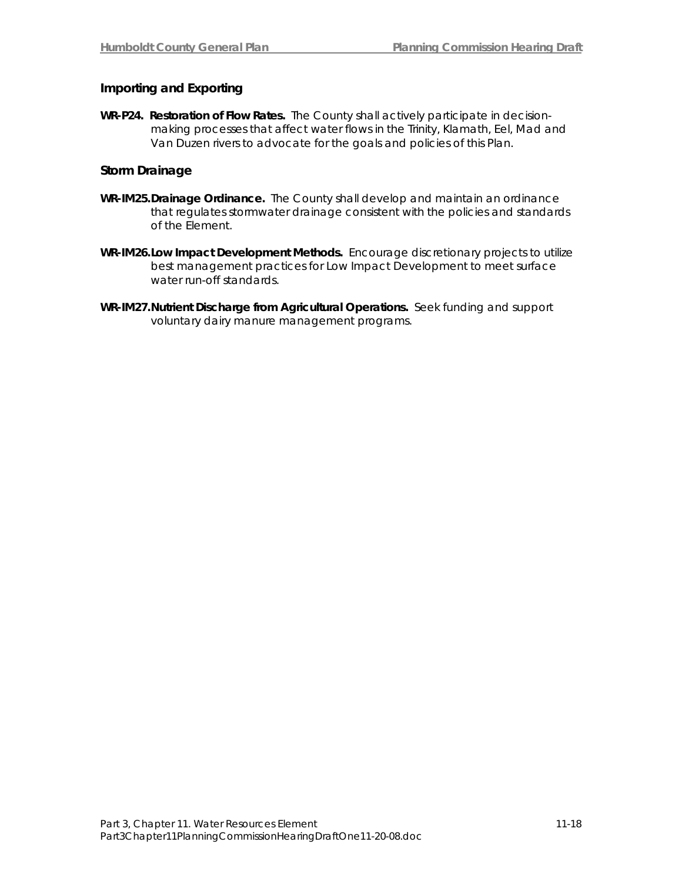### Importing and Exporting

**WR-P24. Restoration of Flow Rates.** The County shall actively participate in decision-making processes that affect water flows in the Trinity, Klamath, Eel, Mad and Van Duzen rivers to advocate for the goals and policies of this Plan.

### Storm Drainage

**WR-IM25. Drainage Ordinance.** The County shall develop and maintain an ordinance that regulates stormwater drainage consistent with the policies and standards of the Element.

**WR-IM26. Low Impact Development Methods.** Encourage discretionary projects to utilize best management practices for Low Impact Development to meet surface water run-off standards.

**WR-IM27. Nutrient Discharge from Agricultural Operations.** Seek funding and support voluntary dairy manure management programs.